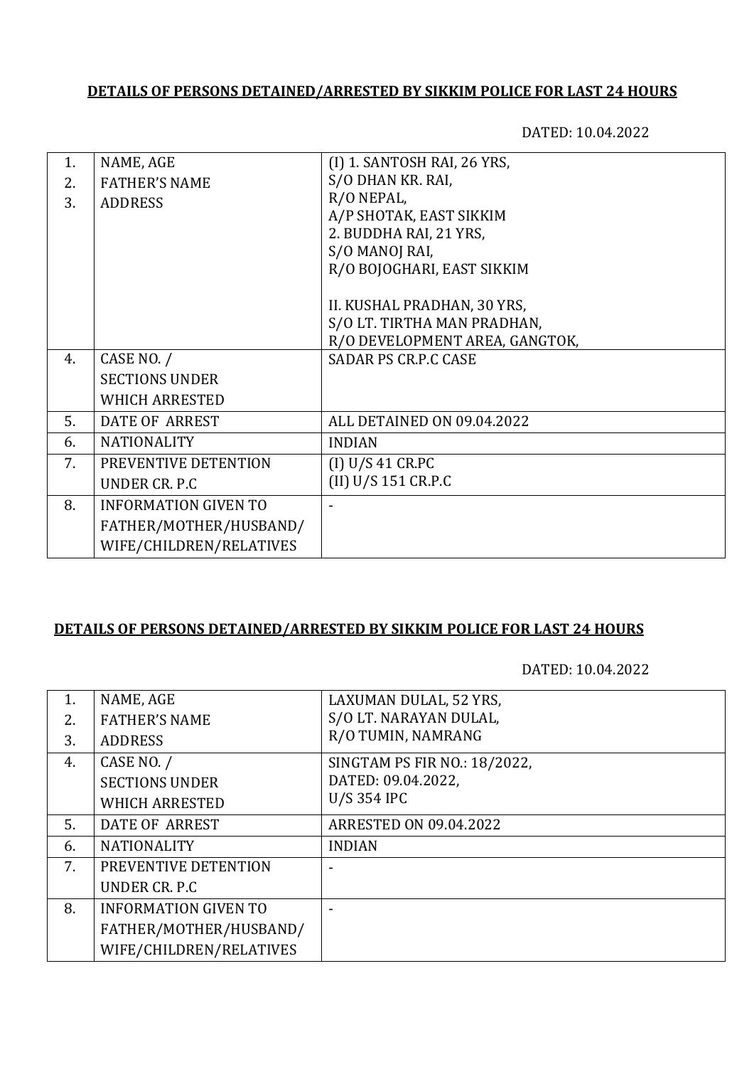**DETAILS OF PERSONS DETAINED/ARRESTED BY SIKKIM POLICE FOR LAST 24 HOURS**

DATED: 10.04.2022

| | | |
|---|---|---|
| 1.<br>2.<br>3. | NAME, AGE<br>FATHER'S NAME<br>ADDRESS | (I) 1. SANTOSH RAI, 26 YRS,<br>S/O DHAN KR. RAI,<br>R/O NEPAL,<br>A/P SHOTAK, EAST SIKKIM<br>2. BUDDHA RAI, 21 YRS,<br>S/O MANOJ RAI,<br>R/O BOJOGHARI, EAST SIKKIM<br><br>II. KUSHAL PRADHAN, 30 YRS,<br>S/O LT. TIRTHA MAN PRADHAN,<br>R/O DEVELOPMENT AREA, GANGTOK, |
| 4. | CASE NO. /<br>SECTIONS UNDER<br>WHICH ARRESTED | SADAR PS CR.P.C CASE |
| 5. | DATE OF ARREST | ALL DETAINED ON 09.04.2022 |
| 6. | NATIONALITY | INDIAN |
| 7. | PREVENTIVE DETENTION<br>UNDER CR. P.C | (I) U/S 41 CR.PC<br>(II) U/S 151 CR.P.C |
| 8. | INFORMATION GIVEN TO<br>FATHER/MOTHER/HUSBAND/<br>WIFE/CHILDREN/RELATIVES | - |

**DETAILS OF PERSONS DETAINED/ARRESTED BY SIKKIM POLICE FOR LAST 24 HOURS**

DATED: 10.04.2022

| | | |
|---|---|---|
| 1.<br>2.<br>3. | NAME, AGE<br>FATHER'S NAME<br>ADDRESS | LAXUMAN DULAL, 52 YRS,<br>S/O LT. NARAYAN DULAL,<br>R/O TUMIN, NAMRANG |
| 4. | CASE NO. /<br>SECTIONS UNDER<br>WHICH ARRESTED | SINGTAM PS FIR NO.: 18/2022,<br>DATED: 09.04.2022,<br>U/S 354 IPC |
| 5. | DATE OF ARREST | ARRESTED ON 09.04.2022 |
| 6. | NATIONALITY | INDIAN |
| 7. | PREVENTIVE DETENTION<br>UNDER CR. P.C | - |
| 8. | INFORMATION GIVEN TO<br>FATHER/MOTHER/HUSBAND/<br>WIFE/CHILDREN/RELATIVES | - |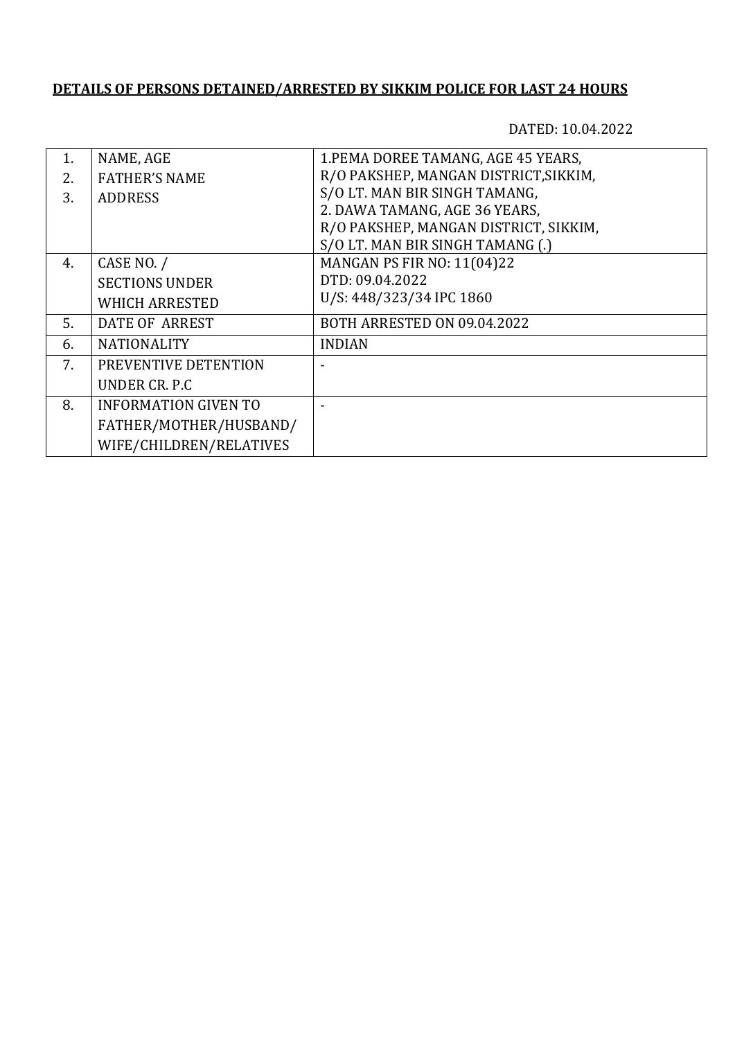**DETAILS OF PERSONS DETAINED/ARRESTED BY SIKKIM POLICE FOR LAST 24 HOURS**

DATED: 10.04.2022

| | | |
|---|---|---|
| 1.<br>2.<br>3. | NAME, AGE<br>FATHER'S NAME<br>ADDRESS | 1.PEMA DOREE TAMANG, AGE 45 YEARS,<br>R/O PAKSHEP, MANGAN DISTRICT,SIKKIM,<br>S/O LT. MAN BIR SINGH TAMANG,<br>2. DAWA TAMANG, AGE 36 YEARS,<br>R/O PAKSHEP, MANGAN DISTRICT, SIKKIM,<br>S/O LT. MAN BIR SINGH TAMANG (.) |
| 4. | CASE NO. /<br>SECTIONS UNDER<br>WHICH ARRESTED | MANGAN PS FIR NO: 11(04)22<br>DTD: 09.04.2022<br>U/S: 448/323/34 IPC 1860 |
| 5. | DATE OF ARREST | BOTH ARRESTED ON 09.04.2022 |
| 6. | NATIONALITY | INDIAN |
| 7. | PREVENTIVE DETENTION<br>UNDER CR. P.C | - |
| 8. | INFORMATION GIVEN TO<br>FATHER/MOTHER/HUSBAND/<br>WIFE/CHILDREN/RELATIVES | - |